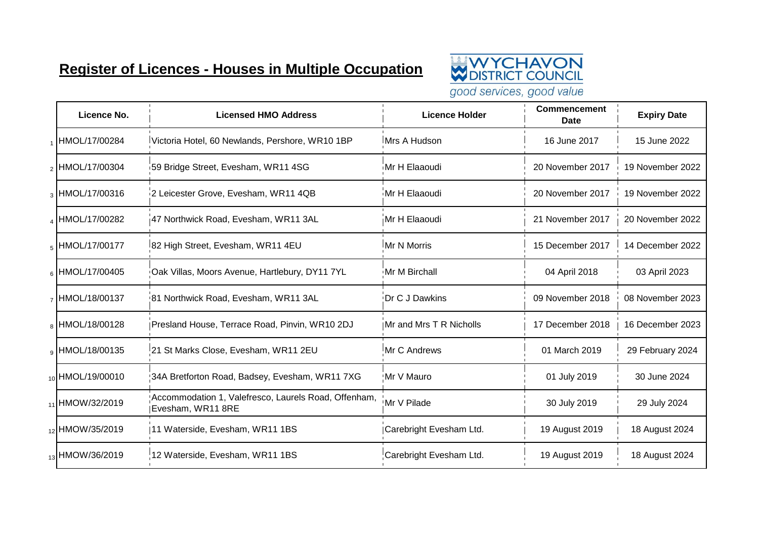# Register of Licences - Houses in Multiple Occupation

WYCHAVON DISTRICT COUNCIL
*good services, good value*

| | Licence No. | Licensed HMO Address | Licence Holder | Commencement Date | Expiry Date |
|---|---|---|---|---|---|
| 1 | HMOL/17/00284 | Victoria Hotel, 60 Newlands, Pershore, WR10 1BP | Mrs A Hudson | 16 June 2017 | 15 June 2022 |
| 2 | HMOL/17/00304 | 59 Bridge Street, Evesham, WR11 4SG | Mr H Elaaoudi | 20 November 2017 | 19 November 2022 |
| 3 | HMOL/17/00316 | 2 Leicester Grove, Evesham, WR11 4QB | Mr H Elaaoudi | 20 November 2017 | 19 November 2022 |
| 4 | HMOL/17/00282 | 47 Northwick Road, Evesham, WR11 3AL | Mr H Elaaoudi | 21 November 2017 | 20 November 2022 |
| 5 | HMOL/17/00177 | 82 High Street, Evesham, WR11 4EU | Mr N Morris | 15 December 2017 | 14 December 2022 |
| 6 | HMOL/17/00405 | Oak Villas, Moors Avenue, Hartlebury, DY11 7YL | Mr M Birchall | 04 April 2018 | 03 April 2023 |
| 7 | HMOL/18/00137 | 81 Northwick Road, Evesham, WR11 3AL | Dr C J Dawkins | 09 November 2018 | 08 November 2023 |
| 8 | HMOL/18/00128 | Presland House, Terrace Road, Pinvin, WR10 2DJ | Mr and Mrs T R Nicholls | 17 December 2018 | 16 December 2023 |
| 9 | HMOL/18/00135 | 21 St Marks Close, Evesham, WR11 2EU | Mr C Andrews | 01 March 2019 | 29 February 2024 |
| 10 | HMOL/19/00010 | 34A Bretforton Road, Badsey, Evesham, WR11 7XG | Mr V Mauro | 01 July 2019 | 30 June 2024 |
| 11 | HMOW/32/2019 | Accommodation 1, Valefresco, Laurels Road, Offenham, Evesham, WR11 8RE | Mr V Pilade | 30 July 2019 | 29 July 2024 |
| 12 | HMOW/35/2019 | 11 Waterside, Evesham, WR11 1BS | Carebright Evesham Ltd. | 19 August 2019 | 18 August 2024 |
| 13 | HMOW/36/2019 | 12 Waterside, Evesham, WR11 1BS | Carebright Evesham Ltd. | 19 August 2019 | 18 August 2024 |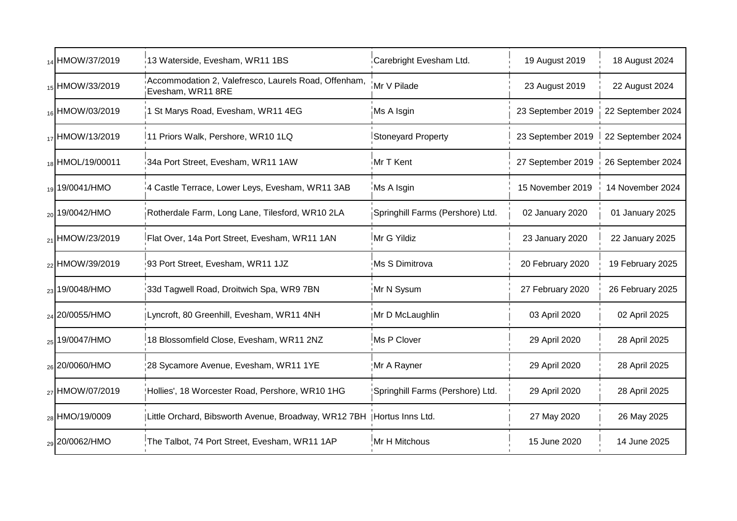| | | | | | |
|---|---|---|---|---|---|
| 14 | HMOW/37/2019 | 13 Waterside, Evesham, WR11 1BS | Carebright Evesham Ltd. | 19 August 2019 | 18 August 2024 |
| 15 | HMOW/33/2019 | Accommodation 2, Valefresco, Laurels Road, Offenham, Evesham, WR11 8RE | Mr V Pilade | 23 August 2019 | 22 August 2024 |
| 16 | HMOW/03/2019 | 1 St Marys Road, Evesham, WR11 4EG | Ms A Isgin | 23 September 2019 | 22 September 2024 |
| 17 | HMOW/13/2019 | 11 Priors Walk, Pershore, WR10 1LQ | Stoneyard Property | 23 September 2019 | 22 September 2024 |
| 18 | HMOL/19/00011 | 34a Port Street, Evesham, WR11 1AW | Mr T Kent | 27 September 2019 | 26 September 2024 |
| 19 | 19/0041/HMO | 4 Castle Terrace, Lower Leys, Evesham, WR11 3AB | Ms A Isgin | 15 November 2019 | 14 November 2024 |
| 20 | 19/0042/HMO | Rotherdale Farm, Long Lane, Tilesford, WR10 2LA | Springhill Farms (Pershore) Ltd. | 02 January 2020 | 01 January 2025 |
| 21 | HMOW/23/2019 | Flat Over, 14a Port Street, Evesham, WR11 1AN | Mr G Yildiz | 23 January 2020 | 22 January 2025 |
| 22 | HMOW/39/2019 | 93 Port Street, Evesham, WR11 1JZ | Ms S Dimitrova | 20 February 2020 | 19 February 2025 |
| 23 | 19/0048/HMO | 33d Tagwell Road, Droitwich Spa, WR9 7BN | Mr N Sysum | 27 February 2020 | 26 February 2025 |
| 24 | 20/0055/HMO | Lyncroft, 80 Greenhill, Evesham, WR11 4NH | Mr D McLaughlin | 03 April 2020 | 02 April 2025 |
| 25 | 19/0047/HMO | 18 Blossomfield Close, Evesham, WR11 2NZ | Ms P Clover | 29 April 2020 | 28 April 2025 |
| 26 | 20/0060/HMO | 28 Sycamore Avenue, Evesham, WR11 1YE | Mr A Rayner | 29 April 2020 | 28 April 2025 |
| 27 | HMOW/07/2019 | Hollies', 18 Worcester Road, Pershore, WR10 1HG | Springhill Farms (Pershore) Ltd. | 29 April 2020 | 28 April 2025 |
| 28 | HMO/19/0009 | Little Orchard, Bibsworth Avenue, Broadway, WR12 7BH | Hortus Inns Ltd. | 27 May 2020 | 26 May 2025 |
| 29 | 20/0062/HMO | The Talbot, 74 Port Street, Evesham, WR11 1AP | Mr H Mitchous | 15 June 2020 | 14 June 2025 |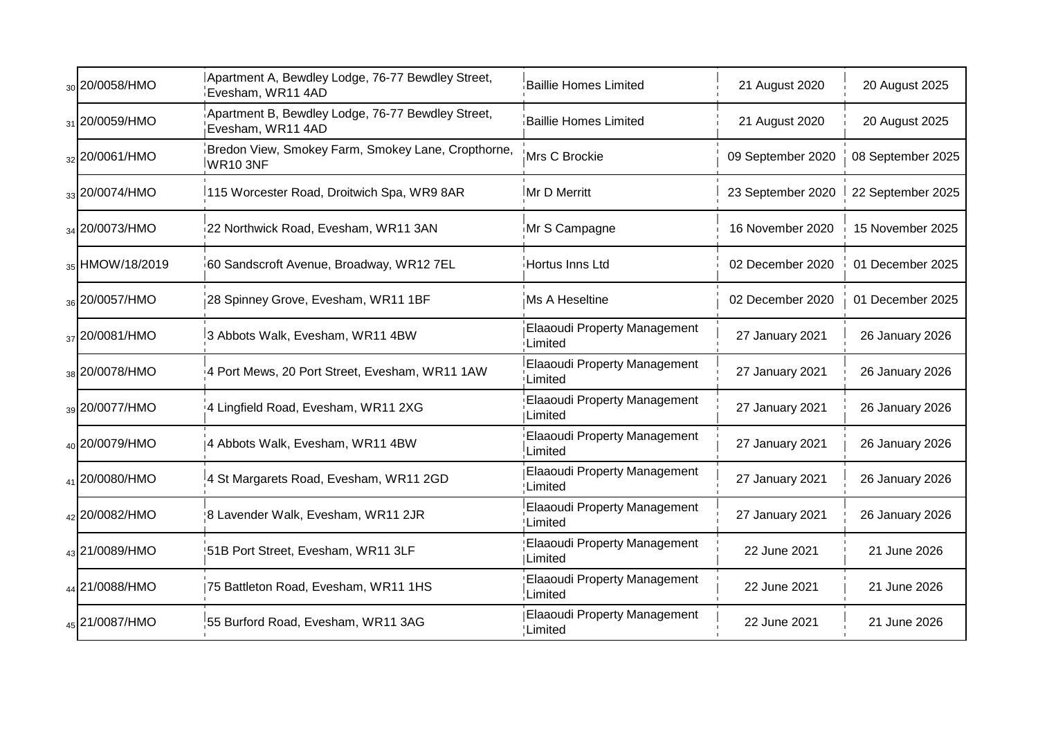| | | | | | |
|---|---|---|---|---|---|
| 30 | 20/0058/HMO | Apartment A, Bewdley Lodge, 76-77 Bewdley Street, Evesham, WR11 4AD | Baillie Homes Limited | 21 August 2020 | 20 August 2025 |
| 31 | 20/0059/HMO | Apartment B, Bewdley Lodge, 76-77 Bewdley Street, Evesham, WR11 4AD | Baillie Homes Limited | 21 August 2020 | 20 August 2025 |
| 32 | 20/0061/HMO | Bredon View, Smokey Farm, Smokey Lane, Cropthorne, WR10 3NF | Mrs C Brockie | 09 September 2020 | 08 September 2025 |
| 33 | 20/0074/HMO | 115 Worcester Road, Droitwich Spa, WR9 8AR | Mr D Merritt | 23 September 2020 | 22 September 2025 |
| 34 | 20/0073/HMO | 22 Northwick Road, Evesham, WR11 3AN | Mr S Campagne | 16 November 2020 | 15 November 2025 |
| 35 | HMOW/18/2019 | 60 Sandscroft Avenue, Broadway, WR12 7EL | Hortus Inns Ltd | 02 December 2020 | 01 December 2025 |
| 36 | 20/0057/HMO | 28 Spinney Grove, Evesham, WR11 1BF | Ms A Heseltine | 02 December 2020 | 01 December 2025 |
| 37 | 20/0081/HMO | 3 Abbots Walk, Evesham, WR11 4BW | Elaaoudi Property Management Limited | 27 January 2021 | 26 January 2026 |
| 38 | 20/0078/HMO | 4 Port Mews, 20 Port Street, Evesham, WR11 1AW | Elaaoudi Property Management Limited | 27 January 2021 | 26 January 2026 |
| 39 | 20/0077/HMO | 4 Lingfield Road, Evesham, WR11 2XG | Elaaoudi Property Management Limited | 27 January 2021 | 26 January 2026 |
| 40 | 20/0079/HMO | 4 Abbots Walk, Evesham, WR11 4BW | Elaaoudi Property Management Limited | 27 January 2021 | 26 January 2026 |
| 41 | 20/0080/HMO | 4 St Margarets Road, Evesham, WR11 2GD | Elaaoudi Property Management Limited | 27 January 2021 | 26 January 2026 |
| 42 | 20/0082/HMO | 8 Lavender Walk, Evesham, WR11 2JR | Elaaoudi Property Management Limited | 27 January 2021 | 26 January 2026 |
| 43 | 21/0089/HMO | 51B Port Street, Evesham, WR11 3LF | Elaaoudi Property Management Limited | 22 June 2021 | 21 June 2026 |
| 44 | 21/0088/HMO | 75 Battleton Road, Evesham, WR11 1HS | Elaaoudi Property Management Limited | 22 June 2021 | 21 June 2026 |
| 45 | 21/0087/HMO | 55 Burford Road, Evesham, WR11 3AG | Elaaoudi Property Management Limited | 22 June 2021 | 21 June 2026 |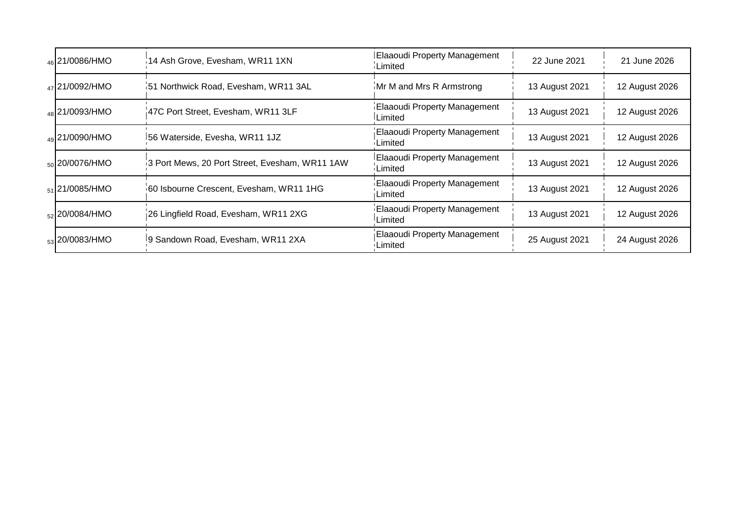| | | | | | |
|---|---|---|---|---|---|
| 46 | 21/0086/HMO | 14 Ash Grove, Evesham, WR11 1XN | Elaaoudi Property Management Limited | 22 June 2021 | 21 June 2026 |
| 47 | 21/0092/HMO | 51 Northwick Road, Evesham, WR11 3AL | Mr M and Mrs R Armstrong | 13 August 2021 | 12 August 2026 |
| 48 | 21/0093/HMO | 47C Port Street, Evesham, WR11 3LF | Elaaoudi Property Management Limited | 13 August 2021 | 12 August 2026 |
| 49 | 21/0090/HMO | 56 Waterside, Evesha, WR11 1JZ | Elaaoudi Property Management Limited | 13 August 2021 | 12 August 2026 |
| 50 | 20/0076/HMO | 3 Port Mews, 20 Port Street, Evesham, WR11 1AW | Elaaoudi Property Management Limited | 13 August 2021 | 12 August 2026 |
| 51 | 21/0085/HMO | 60 Isbourne Crescent, Evesham, WR11 1HG | Elaaoudi Property Management Limited | 13 August 2021 | 12 August 2026 |
| 52 | 20/0084/HMO | 26 Lingfield Road, Evesham, WR11 2XG | Elaaoudi Property Management Limited | 13 August 2021 | 12 August 2026 |
| 53 | 20/0083/HMO | 9 Sandown Road, Evesham, WR11 2XA | Elaaoudi Property Management Limited | 25 August 2021 | 24 August 2026 |